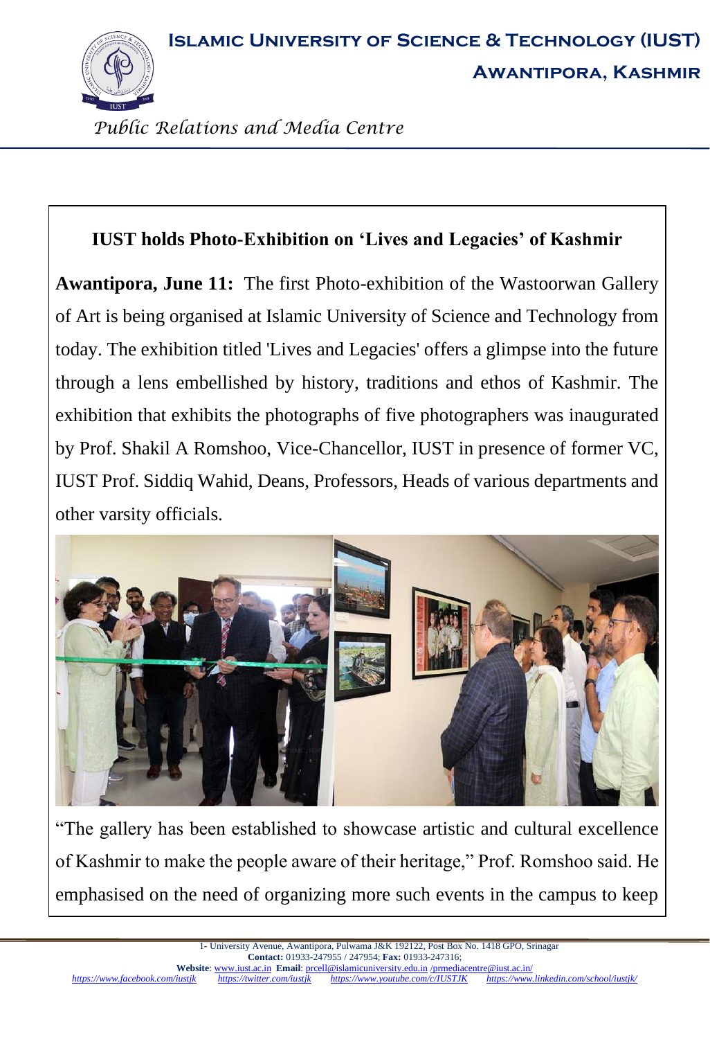# IUST holds Photo-Exhibition on 'Lives and Legacies' of Kashmir

**Awantipora, June 11:** The first Photo-exhibition of the Wastoorwan Gallery of Art is being organised at Islamic University of Science and Technology from today. The exhibition titled 'Lives and Legacies' offers a glimpse into the future through a lens embellished by history, traditions and ethos of Kashmir. The exhibition that exhibits the photographs of five photographers was inaugurated by Prof. Shakil A Romshoo, Vice-Chancellor, IUST in presence of former VC, IUST Prof. Siddiq Wahid, Deans, Professors, Heads of various departments and other varsity officials.

"The gallery has been established to showcase artistic and cultural excellence of Kashmir to make the people aware of their heritage," Prof. Romshoo said. He emphasised on the need of organizing more such events in the campus to keep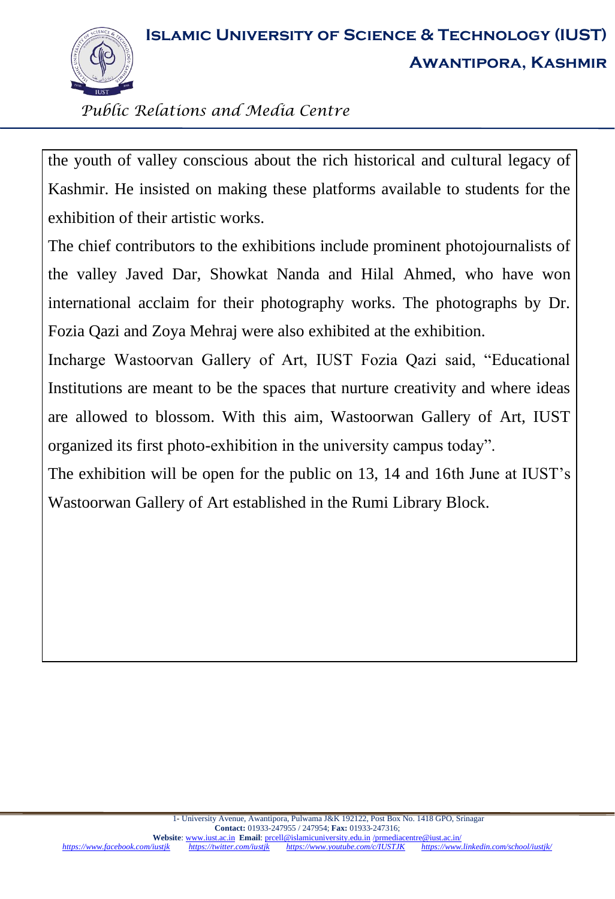the youth of valley conscious about the rich historical and cultural legacy of Kashmir. He insisted on making these platforms available to students for the exhibition of their artistic works.

The chief contributors to the exhibitions include prominent photojournalists of the valley Javed Dar, Showkat Nanda and Hilal Ahmed, who have won international acclaim for their photography works. The photographs by Dr. Fozia Qazi and Zoya Mehraj were also exhibited at the exhibition.

Incharge Wastoorvan Gallery of Art, IUST Fozia Qazi said, "Educational Institutions are meant to be the spaces that nurture creativity and where ideas are allowed to blossom. With this aim, Wastoorwan Gallery of Art, IUST organized its first photo-exhibition in the university campus today".

The exhibition will be open for the public on 13, 14 and 16th June at IUST's Wastoorwan Gallery of Art established in the Rumi Library Block.